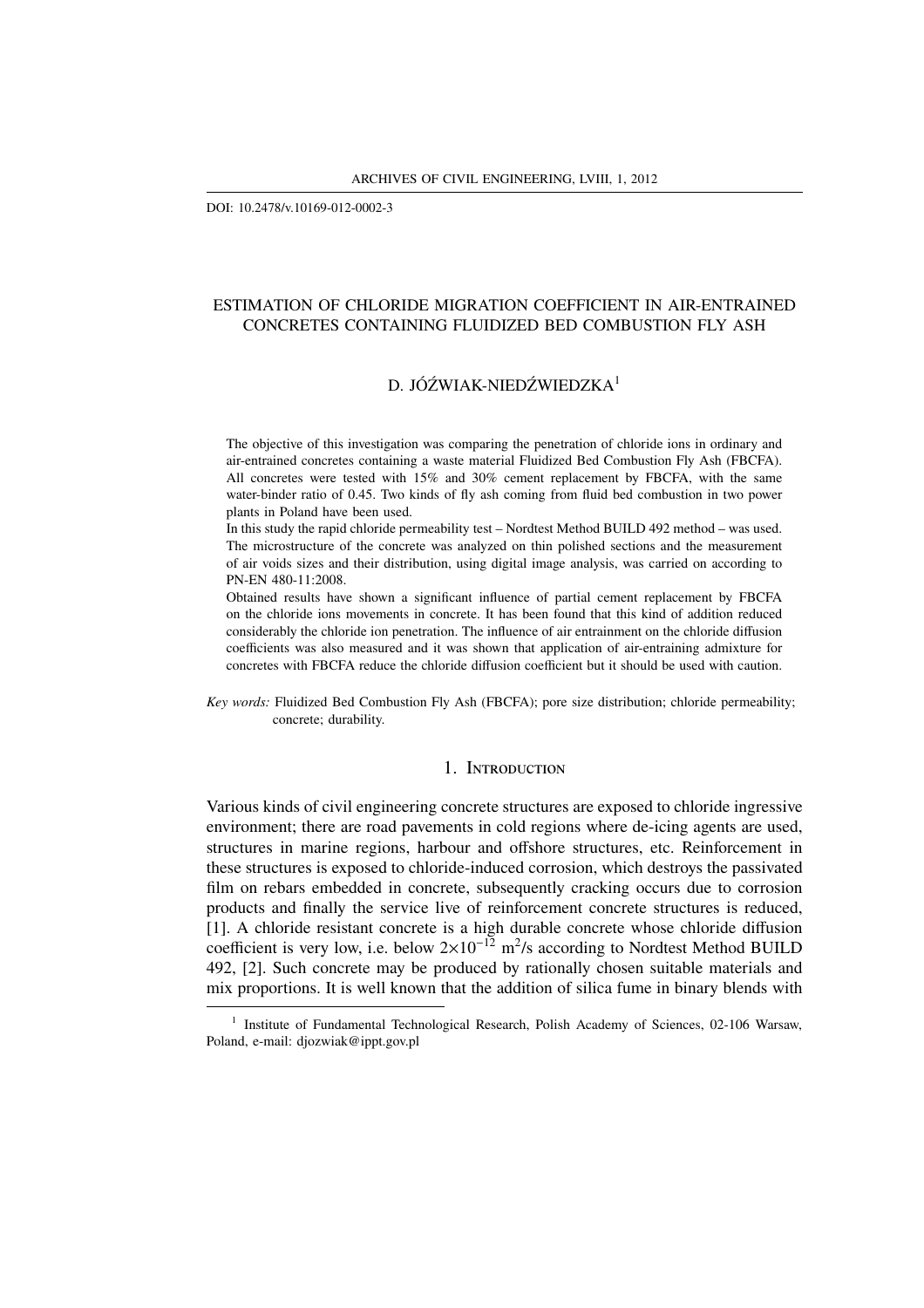DOI: 10.2478/v.10169-012-0002-3

# ESTIMATION OF CHLORIDE MIGRATION COEFFICIENT IN AIR-ENTRAINED CONCRETES CONTAINING FLUIDIZED BED COMBUSTION FLY ASH

D. JÓŹWIAK-NIEDŹWIEDZKA[1]

The objective of this investigation was comparing the penetration of chloride ions in ordinary and air-entrained concretes containing a waste material Fluidized Bed Combustion Fly Ash (FBCFA). All concretes were tested with 15% and 30% cement replacement by FBCFA, with the same water-binder ratio of 0.45. Two kinds of fly ash coming from fluid bed combustion in two power plants in Poland have been used.

In this study the rapid chloride permeability test – Nordtest Method BUILD 492 method – was used. The microstructure of the concrete was analyzed on thin polished sections and the measurement of air voids sizes and their distribution, using digital image analysis, was carried on according to PN-EN 480-11:2008.

Obtained results have shown a significant influence of partial cement replacement by FBCFA on the chloride ions movements in concrete. It has been found that this kind of addition reduced considerably the chloride ion penetration. The influence of air entrainment on the chloride diffusion coefficients was also measured and it was shown that application of air-entraining admixture for concretes with FBCFA reduce the chloride diffusion coefficient but it should be used with caution.

*Key words:* Fluidized Bed Combustion Fly Ash (FBCFA); pore size distribution; chloride permeability; concrete; durability.

## 1. Introduction

Various kinds of civil engineering concrete structures are exposed to chloride ingressive environment; there are road pavements in cold regions where de-icing agents are used, structures in marine regions, harbour and offshore structures, etc. Reinforcement in these structures is exposed to chloride-induced corrosion, which destroys the passivated film on rebars embedded in concrete, subsequently cracking occurs due to corrosion products and finally the service live of reinforcement concrete structures is reduced, [1]. A chloride resistant concrete is a high durable concrete whose chloride diffusion coefficient is very low, i.e. below $2\times10^{-12}$ $m^2/s$ according to Nordtest Method BUILD 492, [2]. Such concrete may be produced by rationally chosen suitable materials and mix proportions. It is well known that the addition of silica fume in binary blends with

[1] Institute of Fundamental Technological Research, Polish Academy of Sciences, 02-106 Warsaw, Poland, e-mail: djozwiak@ippt.gov.pl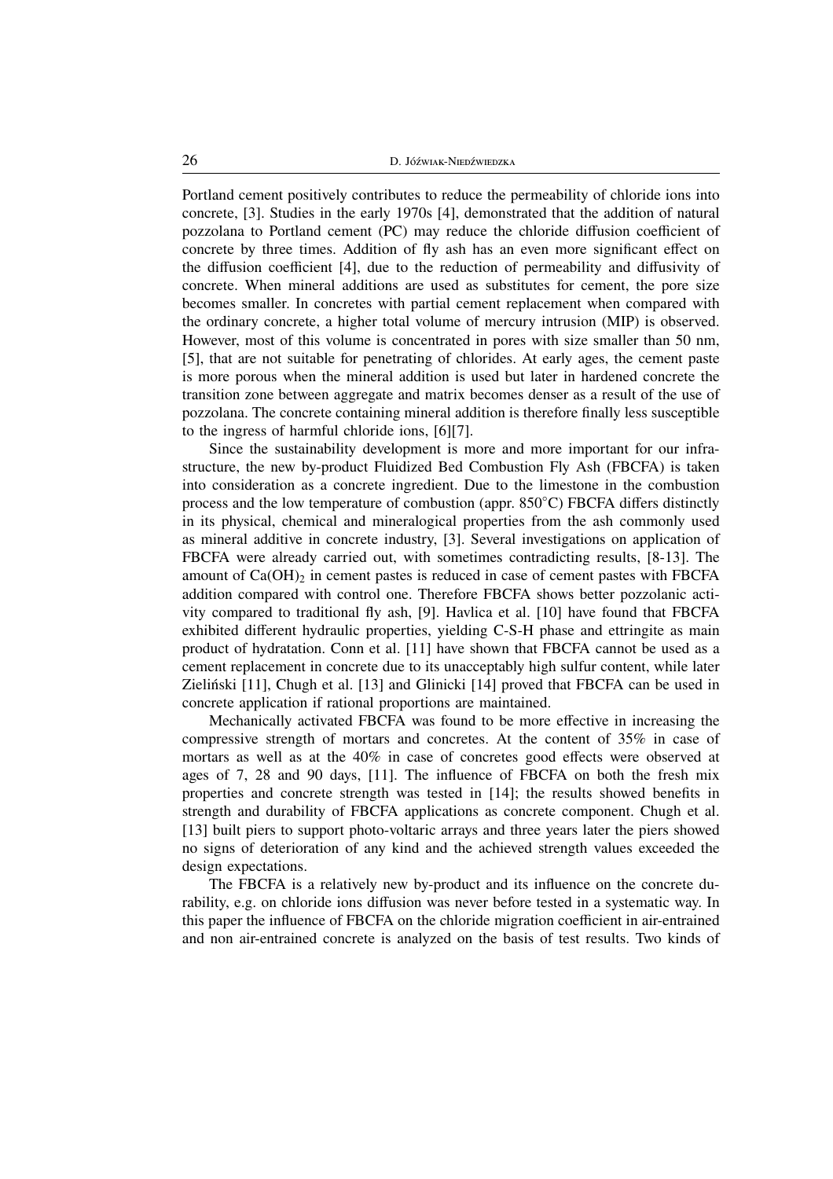Portland cement positively contributes to reduce the permeability of chloride ions into concrete, [3]. Studies in the early 1970s [4], demonstrated that the addition of natural pozzolana to Portland cement (PC) may reduce the chloride diffusion coefficient of concrete by three times. Addition of fly ash has an even more significant effect on the diffusion coefficient [4], due to the reduction of permeability and diffusivity of concrete. When mineral additions are used as substitutes for cement, the pore size becomes smaller. In concretes with partial cement replacement when compared with the ordinary concrete, a higher total volume of mercury intrusion (MIP) is observed. However, most of this volume is concentrated in pores with size smaller than 50 nm, [5], that are not suitable for penetrating of chlorides. At early ages, the cement paste is more porous when the mineral addition is used but later in hardened concrete the transition zone between aggregate and matrix becomes denser as a result of the use of pozzolana. The concrete containing mineral addition is therefore finally less susceptible to the ingress of harmful chloride ions, [6][7].

Since the sustainability development is more and more important for our infrastructure, the new by-product Fluidized Bed Combustion Fly Ash (FBCFA) is taken into consideration as a concrete ingredient. Due to the limestone in the combustion process and the low temperature of combustion (appr. 850°C) FBCFA differs distinctly in its physical, chemical and mineralogical properties from the ash commonly used as mineral additive in concrete industry, [3]. Several investigations on application of FBCFA were already carried out, with sometimes contradicting results, [8-13]. The amount of $Ca(OH)_2$ in cement pastes is reduced in case of cement pastes with FBCFA addition compared with control one. Therefore FBCFA shows better pozzolanic activity compared to traditional fly ash, [9]. Havlica et al. [10] have found that FBCFA exhibited different hydraulic properties, yielding C-S-H phase and ettringite as main product of hydratation. Conn et al. [11] have shown that FBCFA cannot be used as a cement replacement in concrete due to its unacceptably high sulfur content, while later Zieliński [11], Chugh et al. [13] and Glinicki [14] proved that FBCFA can be used in concrete application if rational proportions are maintained.

Mechanically activated FBCFA was found to be more effective in increasing the compressive strength of mortars and concretes. At the content of 35% in case of mortars as well as at the 40% in case of concretes good effects were observed at ages of 7, 28 and 90 days, [11]. The influence of FBCFA on both the fresh mix properties and concrete strength was tested in [14]; the results showed benefits in strength and durability of FBCFA applications as concrete component. Chugh et al. [13] built piers to support photo-voltaric arrays and three years later the piers showed no signs of deterioration of any kind and the achieved strength values exceeded the design expectations.

The FBCFA is a relatively new by-product and its influence on the concrete durability, e.g. on chloride ions diffusion was never before tested in a systematic way. In this paper the influence of FBCFA on the chloride migration coefficient in air-entrained and non air-entrained concrete is analyzed on the basis of test results. Two kinds of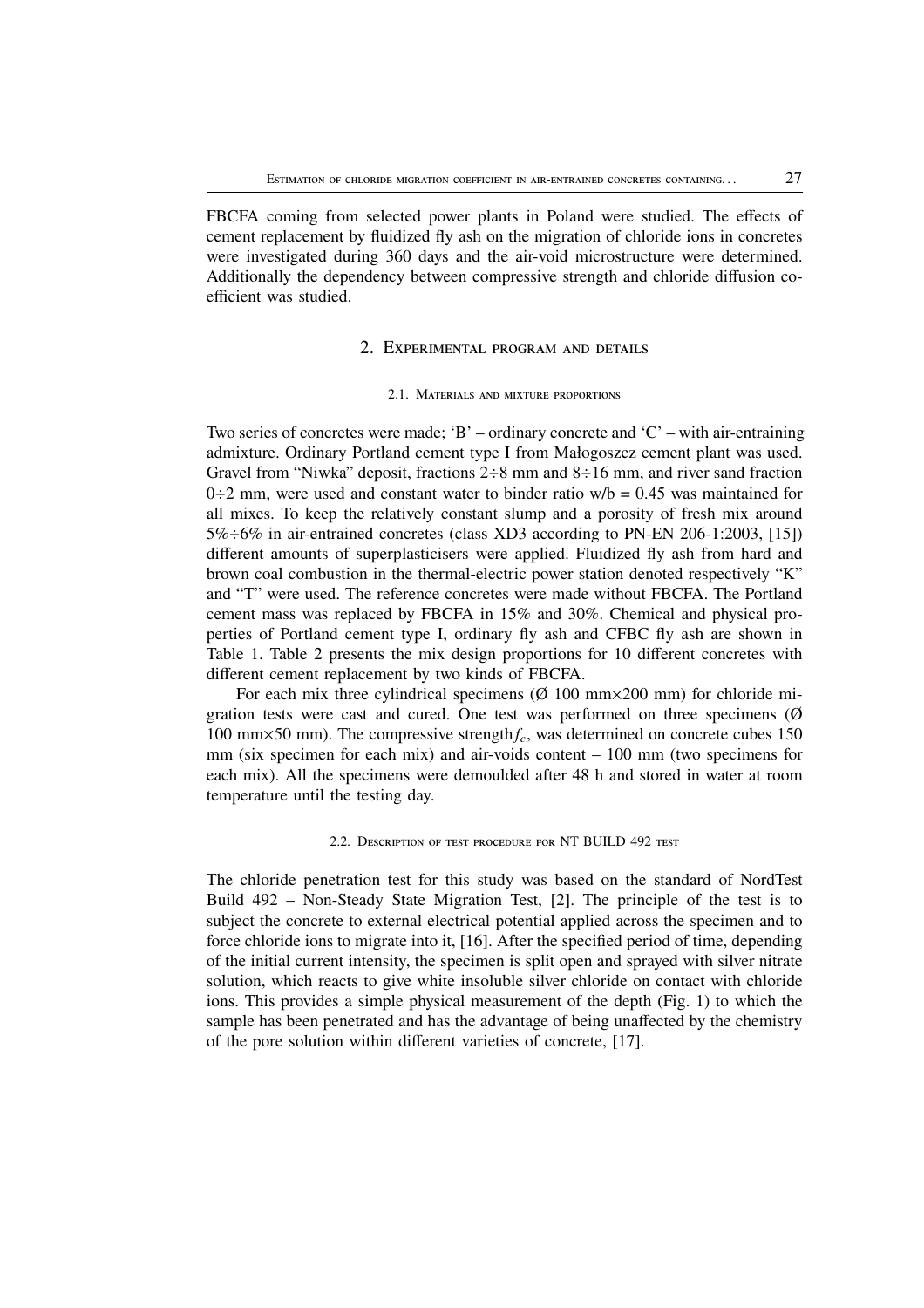FBCFA coming from selected power plants in Poland were studied. The effects of cement replacement by fluidized fly ash on the migration of chloride ions in concretes were investigated during 360 days and the air-void microstructure were determined. Additionally the dependency between compressive strength and chloride diffusion coefficient was studied.

## 2. Experimental program and details

### 2.1. Materials and mixture proportions

Two series of concretes were made; 'B' – ordinary concrete and 'C' – with air-entraining admixture. Ordinary Portland cement type I from Małogoszcz cement plant was used. Gravel from "Niwka" deposit, fractions 2÷8 mm and 8÷16 mm, and river sand fraction 0÷2 mm, were used and constant water to binder ratio w/b = 0.45 was maintained for all mixes. To keep the relatively constant slump and a porosity of fresh mix around 5%÷6% in air-entrained concretes (class XD3 according to PN-EN 206-1:2003, [15]) different amounts of superplasticisers were applied. Fluidized fly ash from hard and brown coal combustion in the thermal-electric power station denoted respectively "K" and "T" were used. The reference concretes were made without FBCFA. The Portland cement mass was replaced by FBCFA in 15% and 30%. Chemical and physical properties of Portland cement type I, ordinary fly ash and CFBC fly ash are shown in Table 1. Table 2 presents the mix design proportions for 10 different concretes with different cement replacement by two kinds of FBCFA.

For each mix three cylindrical specimens (Ø 100 mm×200 mm) for chloride migration tests were cast and cured. One test was performed on three specimens (Ø 100 mm×50 mm). The compressive strength $f_c$, was determined on concrete cubes 150 mm (six specimen for each mix) and air-voids content – 100 mm (two specimens for each mix). All the specimens were demoulded after 48 h and stored in water at room temperature until the testing day.

### 2.2. Description of test procedure for NT BUILD 492 test

The chloride penetration test for this study was based on the standard of NordTest Build 492 – Non-Steady State Migration Test, [2]. The principle of the test is to subject the concrete to external electrical potential applied across the specimen and to force chloride ions to migrate into it, [16]. After the specified period of time, depending of the initial current intensity, the specimen is split open and sprayed with silver nitrate solution, which reacts to give white insoluble silver chloride on contact with chloride ions. This provides a simple physical measurement of the depth (Fig. 1) to which the sample has been penetrated and has the advantage of being unaffected by the chemistry of the pore solution within different varieties of concrete, [17].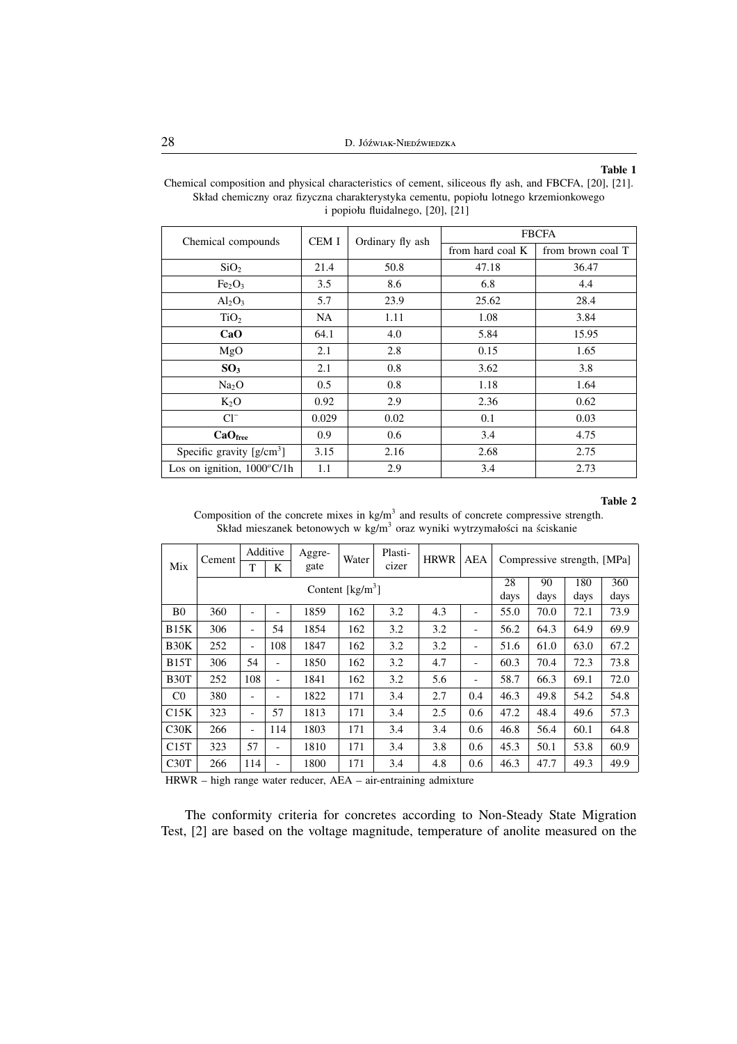**Table 1**

Chemical composition and physical characteristics of cement, siliceous fly ash, and FBCFA, [20], [21].
Skład chemiczny oraz fizyczna charakterystyka cementu, popiołu lotnego krzemionkowego i popiołu fluidalnego, [20], [21]

| Chemical compounds | CEM I | Ordinary fly ash | FBCFA | |
|---|---|---|---|---|
| | | | from hard coal K | from brown coal T |
| $SiO_2$ | 21.4 | 50.8 | 47.18 | 36.47 |
| $Fe_2O_3$ | 3.5 | 8.6 | 6.8 | 4.4 |
| $Al_2O_3$ | 5.7 | 23.9 | 25.62 | 28.4 |
| $TiO_2$ | NA | 1.11 | 1.08 | 3.84 |
| **CaO** | 64.1 | 4.0 | 5.84 | 15.95 |
| MgO | 2.1 | 2.8 | 0.15 | 1.65 |
| **$SO_3$** | 2.1 | 0.8 | 3.62 | 3.8 |
| $Na_2O$ | 0.5 | 0.8 | 1.18 | 1.64 |
| $K_2O$ | 0.92 | 2.9 | 2.36 | 0.62 |
| $Cl^-$ | 0.029 | 0.02 | 0.1 | 0.03 |
| **$CaO_{free}$** | 0.9 | 0.6 | 3.4 | 4.75 |
| Specific gravity [g/cm$^3$] | 3.15 | 2.16 | 2.68 | 2.75 |
| Los on ignition, 1000°C/1h | 1.1 | 2.9 | 3.4 | 2.73 |

**Table 2**

Composition of the concrete mixes in kg/m$^3$ and results of concrete compressive strength.
Skład mieszanek betonowych w kg/m$^3$ oraz wyniki wytrzymałości na ściskanie

| Mix | Cement | Additive T | Additive K | Aggregate | Water | Plasticizer | HRWR | AEA | Compressive strength, [MPa] 28 days | 90 days | 180 days | 360 days |
|---|---|---|---|---|---|---|---|---|---|---|---|---|
| | Content [kg/m$^3$] | | | | | | | | | | | |
| B0 | 360 | - | - | 1859 | 162 | 3.2 | 4.3 | - | 55.0 | 70.0 | 72.1 | 73.9 |
| B15K | 306 | - | 54 | 1854 | 162 | 3.2 | 3.2 | - | 56.2 | 64.3 | 64.9 | 69.9 |
| B30K | 252 | - | 108 | 1847 | 162 | 3.2 | 3.2 | - | 51.6 | 61.0 | 63.0 | 67.2 |
| B15T | 306 | 54 | - | 1850 | 162 | 3.2 | 4.7 | - | 60.3 | 70.4 | 72.3 | 73.8 |
| B30T | 252 | 108 | - | 1841 | 162 | 3.2 | 5.6 | - | 58.7 | 66.3 | 69.1 | 72.0 |
| C0 | 380 | - | - | 1822 | 171 | 3.4 | 2.7 | 0.4 | 46.3 | 49.8 | 54.2 | 54.8 |
| C15K | 323 | - | 57 | 1813 | 171 | 3.4 | 2.5 | 0.6 | 47.2 | 48.4 | 49.6 | 57.3 |
| C30K | 266 | - | 114 | 1803 | 171 | 3.4 | 3.4 | 0.6 | 46.8 | 56.4 | 60.1 | 64.8 |
| C15T | 323 | 57 | - | 1810 | 171 | 3.4 | 3.8 | 0.6 | 45.3 | 50.1 | 53.8 | 60.9 |
| C30T | 266 | 114 | - | 1800 | 171 | 3.4 | 4.8 | 0.6 | 46.3 | 47.7 | 49.3 | 49.9 |

HRWR – high range water reducer, AEA – air-entraining admixture

The conformity criteria for concretes according to Non-Steady State Migration Test, [2] are based on the voltage magnitude, temperature of anolite measured on the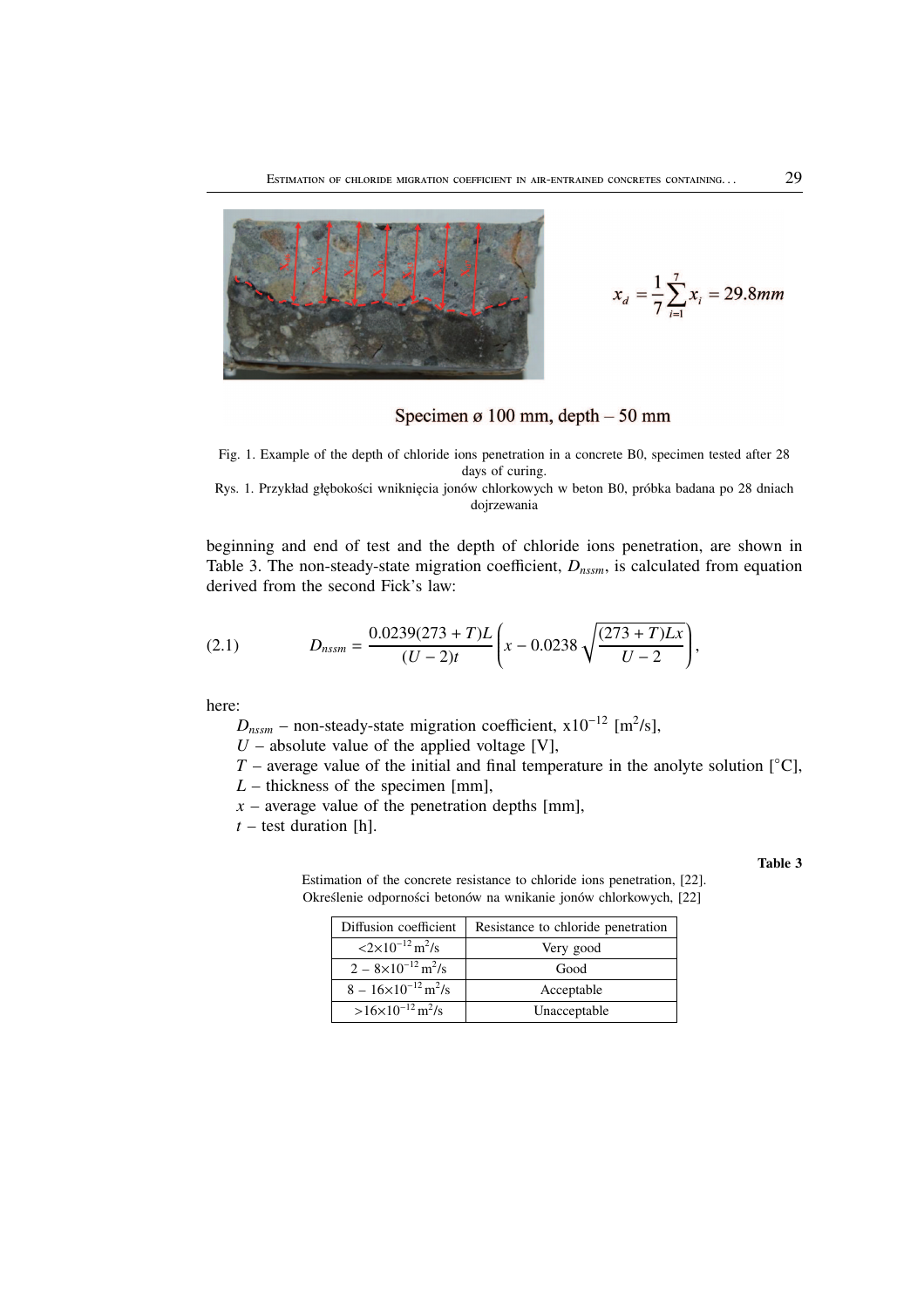$$x_d = \frac{1}{7}\sum_{i=1}^{7} x_i = 29.8mm$$

Specimen ø 100 mm, depth – 50 mm

Fig. 1. Example of the depth of chloride ions penetration in a concrete B0, specimen tested after 28 days of curing.

Rys. 1. Przykład głębokości wniknięcia jonów chlorkowych w beton B0, próbka badana po 28 dniach dojrzewania

beginning and end of test and the depth of chloride ions penetration, are shown in Table 3. The non-steady-state migration coefficient, $D_{nssm}$, is calculated from equation derived from the second Fick's law:

$$D_{nssm} = \frac{0.0239(273+T)L}{(U-2)t}\left(x - 0.0238\sqrt{\frac{(273+T)Lx}{U-2}}\right), \tag{2.1}$$

here:

$D_{nssm}$ – non-steady-state migration coefficient, x$10^{-12}$ [$m^2$/s],
$U$ – absolute value of the applied voltage [V],
$T$ – average value of the initial and final temperature in the anolyte solution [°C],
$L$ – thickness of the specimen [mm],
$x$ – average value of the penetration depths [mm],
$t$ – test duration [h].

**Table 3**

Estimation of the concrete resistance to chloride ions penetration, [22].
Określenie odporności betonów na wnikanie jonów chlorkowych, [22]

| Diffusion coefficient | Resistance to chloride penetration |
|---|---|
| $<2\times10^{-12}$ $m^2$/s | Very good |
| $2 - 8\times10^{-12}$ $m^2$/s | Good |
| $8 - 16\times10^{-12}$ $m^2$/s | Acceptable |
| $>16\times10^{-12}$ $m^2$/s | Unacceptable |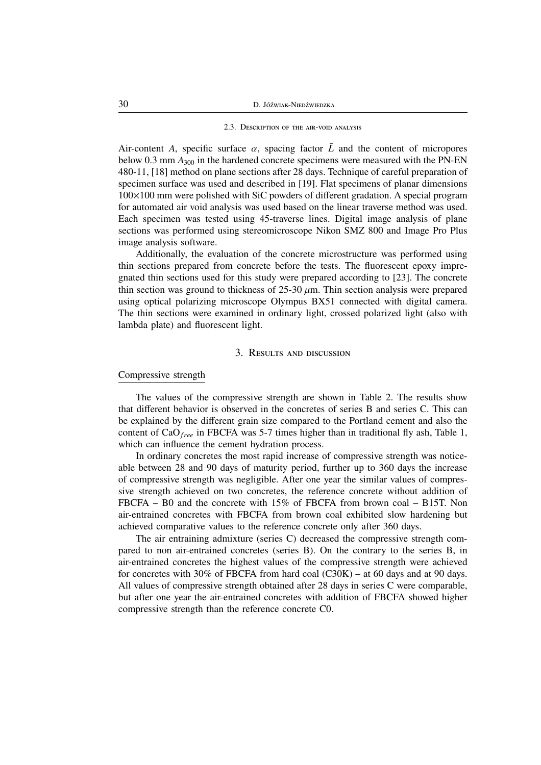### 2.3. Description of the air-void analysis

Air-content $A$, specific surface $\alpha$, spacing factor $\bar{L}$ and the content of micropores below 0.3 mm $A_{300}$ in the hardened concrete specimens were measured with the PN-EN 480-11, [18] method on plane sections after 28 days. Technique of careful preparation of specimen surface was used and described in [19]. Flat specimens of planar dimensions 100×100 mm were polished with SiC powders of different gradation. A special program for automated air void analysis was used based on the linear traverse method was used. Each specimen was tested using 45-traverse lines. Digital image analysis of plane sections was performed using stereomicroscope Nikon SMZ 800 and Image Pro Plus image analysis software.

Additionally, the evaluation of the concrete microstructure was performed using thin sections prepared from concrete before the tests. The fluorescent epoxy impregnated thin sections used for this study were prepared according to [23]. The concrete thin section was ground to thickness of 25-30 $\mu$m. Thin section analysis were prepared using optical polarizing microscope Olympus BX51 connected with digital camera. The thin sections were examined in ordinary light, crossed polarized light (also with lambda plate) and fluorescent light.

## 3. Results and discussion

Compressive strength

The values of the compressive strength are shown in Table 2. The results show that different behavior is observed in the concretes of series B and series C. This can be explained by the different grain size compared to the Portland cement and also the content of $CaO_{free}$ in FBCFA was 5-7 times higher than in traditional fly ash, Table 1, which can influence the cement hydration process.

In ordinary concretes the most rapid increase of compressive strength was noticeable between 28 and 90 days of maturity period, further up to 360 days the increase of compressive strength was negligible. After one year the similar values of compressive strength achieved on two concretes, the reference concrete without addition of FBCFA – B0 and the concrete with 15% of FBCFA from brown coal – B15T. Non air-entrained concretes with FBCFA from brown coal exhibited slow hardening but achieved comparative values to the reference concrete only after 360 days.

The air entraining admixture (series C) decreased the compressive strength compared to non air-entrained concretes (series B). On the contrary to the series B, in air-entrained concretes the highest values of the compressive strength were achieved for concretes with 30% of FBCFA from hard coal (C30K) – at 60 days and at 90 days. All values of compressive strength obtained after 28 days in series C were comparable, but after one year the air-entrained concretes with addition of FBCFA showed higher compressive strength than the reference concrete C0.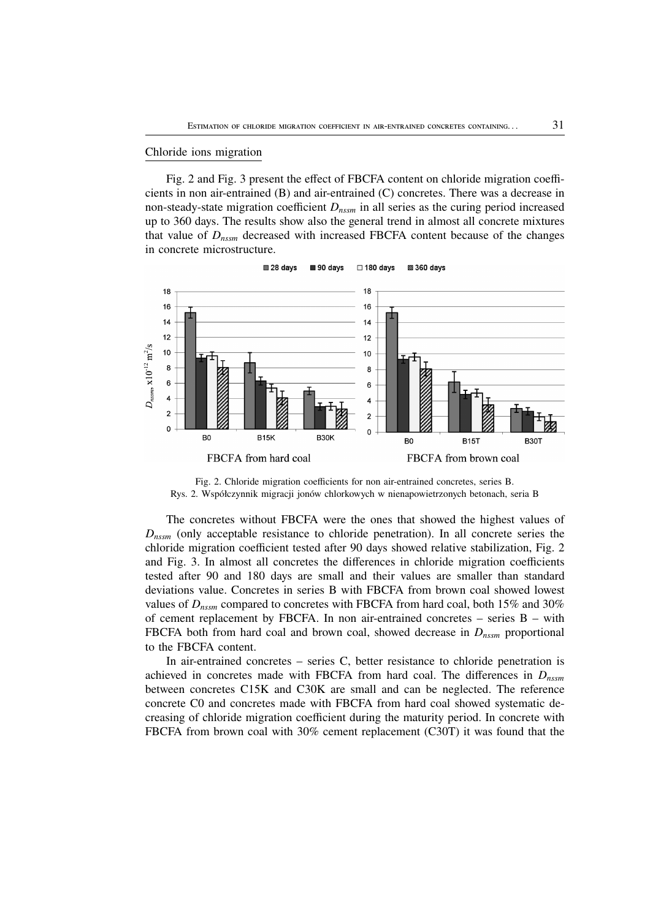## Chloride ions migration

Fig. 2 and Fig. 3 present the effect of FBCFA content on chloride migration coefficients in non air-entrained (B) and air-entrained (C) concretes. There was a decrease in non-steady-state migration coefficient $D_{nssm}$ in all series as the curing period increased up to 360 days. The results show also the general trend in almost all concrete mixtures that value of $D_{nssm}$ decreased with increased FBCFA content because of the changes in concrete microstructure.

Fig. 2. Chloride migration coefficients for non air-entrained concretes, series B.
Rys. 2. Współczynnik migracji jonów chlorkowych w nienapowietrzonych betonach, seria B

The concretes without FBCFA were the ones that showed the highest values of $D_{nssm}$ (only acceptable resistance to chloride penetration). In all concrete series the chloride migration coefficient tested after 90 days showed relative stabilization, Fig. 2 and Fig. 3. In almost all concretes the differences in chloride migration coefficients tested after 90 and 180 days are small and their values are smaller than standard deviations value. Concretes in series B with FBCFA from brown coal showed lowest values of $D_{nssm}$ compared to concretes with FBCFA from hard coal, both 15% and 30% of cement replacement by FBCFA. In non air-entrained concretes – series B – with FBCFA both from hard coal and brown coal, showed decrease in $D_{nssm}$ proportional to the FBCFA content.

In air-entrained concretes – series C, better resistance to chloride penetration is achieved in concretes made with FBCFA from hard coal. The differences in $D_{nssm}$ between concretes C15K and C30K are small and can be neglected. The reference concrete C0 and concretes made with FBCFA from hard coal showed systematic decreasing of chloride migration coefficient during the maturity period. In concrete with FBCFA from brown coal with 30% cement replacement (C30T) it was found that the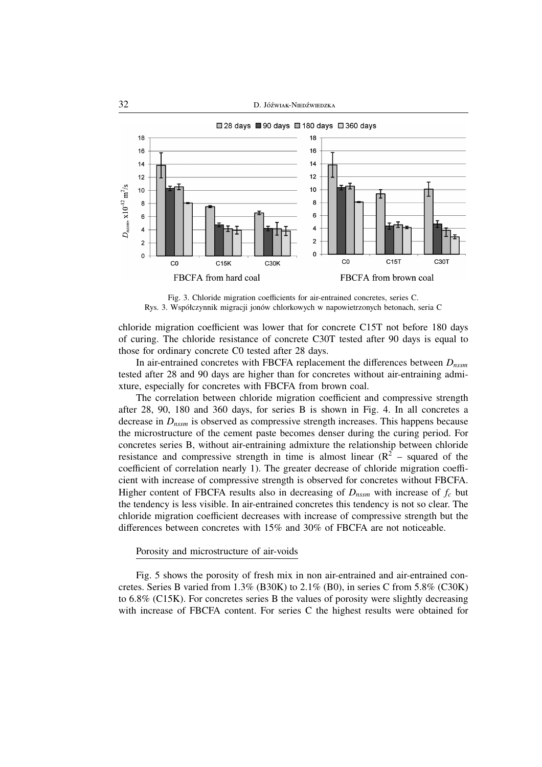Fig. 3. Chloride migration coefficients for air-entrained concretes, series C.
Rys. 3. Współczynnik migracji jonów chlorkowych w napowietrzonych betonach, seria C

chloride migration coefficient was lower that for concrete C15T not before 180 days of curing. The chloride resistance of concrete C30T tested after 90 days is equal to those for ordinary concrete C0 tested after 28 days.

In air-entrained concretes with FBCFA replacement the differences between $D_{nssm}$ tested after 28 and 90 days are higher than for concretes without air-entraining admixture, especially for concretes with FBCFA from brown coal.

The correlation between chloride migration coefficient and compressive strength after 28, 90, 180 and 360 days, for series B is shown in Fig. 4. In all concretes a decrease in $D_{nssm}$ is observed as compressive strength increases. This happens because the microstructure of the cement paste becomes denser during the curing period. For concretes series B, without air-entraining admixture the relationship between chloride resistance and compressive strength in time is almost linear ($R^2$ – squared of the coefficient of correlation nearly 1). The greater decrease of chloride migration coefficient with increase of compressive strength is observed for concretes without FBCFA. Higher content of FBCFA results also in decreasing of $D_{nssm}$ with increase of $f_c$ but the tendency is less visible. In air-entrained concretes this tendency is not so clear. The chloride migration coefficient decreases with increase of compressive strength but the differences between concretes with 15% and 30% of FBCFA are not noticeable.

## Porosity and microstructure of air-voids

Fig. 5 shows the porosity of fresh mix in non air-entrained and air-entrained concretes. Series B varied from 1.3% (B30K) to 2.1% (B0), in series C from 5.8% (C30K) to 6.8% (C15K). For concretes series B the values of porosity were slightly decreasing with increase of FBCFA content. For series C the highest results were obtained for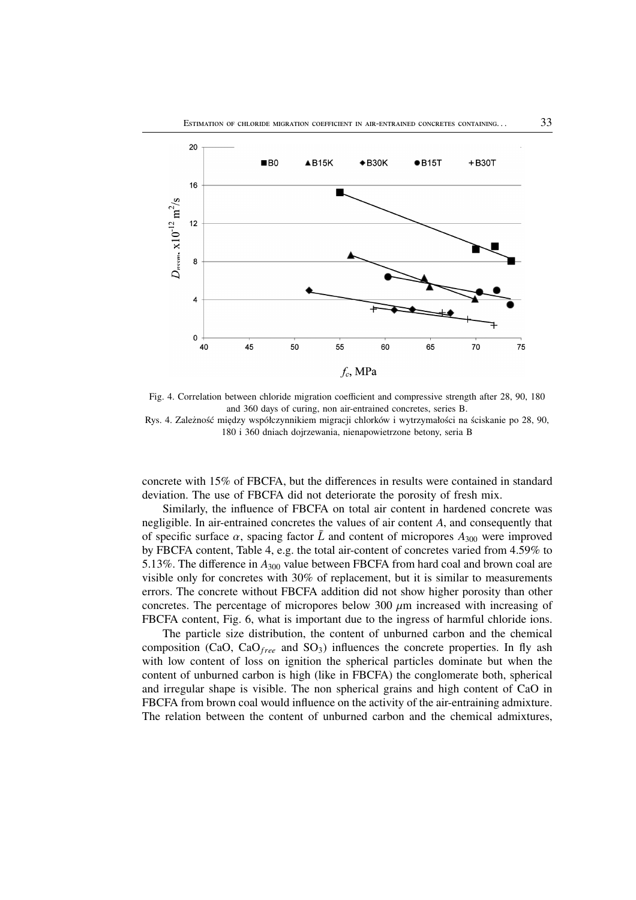Fig. 4. Correlation between chloride migration coefficient and compressive strength after 28, 90, 180 and 360 days of curing, non air-entrained concretes, series B.
Rys. 4. Zależność między współczynnikiem migracji chlorków i wytrzymałości na ściskanie po 28, 90, 180 i 360 dniach dojrzewania, nienapowietrzone betony, seria B

concrete with 15% of FBCFA, but the differences in results were contained in standard deviation. The use of FBCFA did not deteriorate the porosity of fresh mix.

Similarly, the influence of FBCFA on total air content in hardened concrete was negligible. In air-entrained concretes the values of air content $A$, and consequently that of specific surface $\alpha$, spacing factor $\bar{L}$ and content of micropores $A_{300}$ were improved by FBCFA content, Table 4, e.g. the total air-content of concretes varied from 4.59% to 5.13%. The difference in $A_{300}$ value between FBCFA from hard coal and brown coal are visible only for concretes with 30% of replacement, but it is similar to measurements errors. The concrete without FBCFA addition did not show higher porosity than other concretes. The percentage of micropores below 300 $\mu$m increased with increasing of FBCFA content, Fig. 6, what is important due to the ingress of harmful chloride ions.

The particle size distribution, the content of unburned carbon and the chemical composition (CaO, $CaO_{free}$ and $SO_3$) influences the concrete properties. In fly ash with low content of loss on ignition the spherical particles dominate but when the content of unburned carbon is high (like in FBCFA) the conglomerate both, spherical and irregular shape is visible. The non spherical grains and high content of CaO in FBCFA from brown coal would influence on the activity of the air-entraining admixture. The relation between the content of unburned carbon and the chemical admixtures,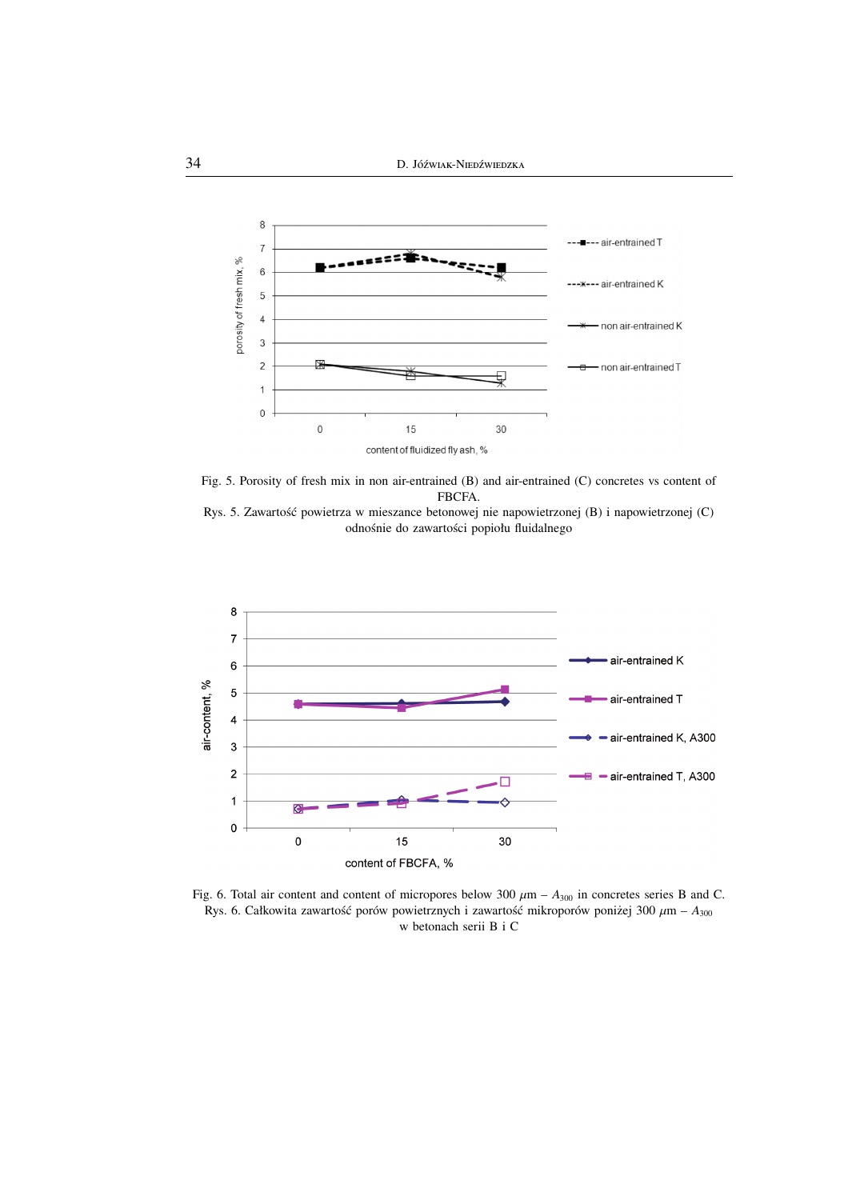Fig. 5. Porosity of fresh mix in non air-entrained (B) and air-entrained (C) concretes vs content of FBCFA.

Rys. 5. Zawartość powietrza w mieszance betonowej nie napowietrzonej (B) i napowietrzonej (C) odnośnie do zawartości popiołu fluidalnego

Fig. 6. Total air content and content of micropores below 300 $\mu$m – $A_{300}$ in concretes series B and C.

Rys. 6. Całkowita zawartość porów powietrznych i zawartość mikroporów poniżej 300 $\mu$m – $A_{300}$ w betonach serii B i C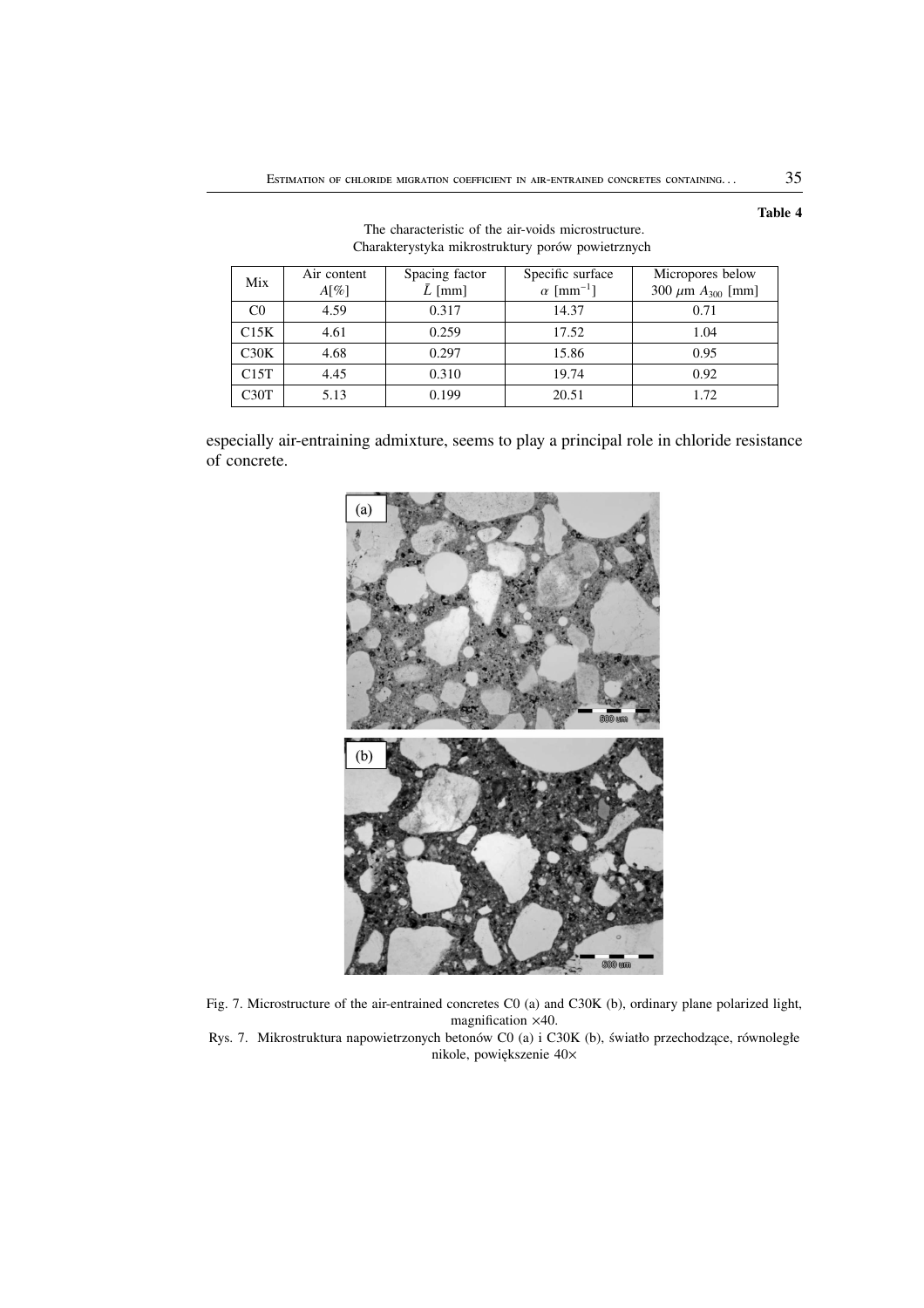**Table 4**

The characteristic of the air-voids microstructure.
Charakterystyka mikrostruktury porów powietrznych

| Mix | Air content $A$[%] | Spacing factor $\bar{L}$ [mm] | Specific surface $\alpha$ [mm$^{-1}$] | Micropores below 300 $\mu$m $A_{300}$ [mm] |
|---|---|---|---|---|
| C0 | 4.59 | 0.317 | 14.37 | 0.71 |
| C15K | 4.61 | 0.259 | 17.52 | 1.04 |
| C30K | 4.68 | 0.297 | 15.86 | 0.95 |
| C15T | 4.45 | 0.310 | 19.74 | 0.92 |
| C30T | 5.13 | 0.199 | 20.51 | 1.72 |

especially air-entraining admixture, seems to play a principal role in chloride resistance of concrete.

Fig. 7. Microstructure of the air-entrained concretes C0 (a) and C30K (b), ordinary plane polarized light, magnification ×40.

Rys. 7. Mikrostruktura napowietrzonych betonów C0 (a) i C30K (b), światło przechodzące, równoległe nikole, powiększenie 40×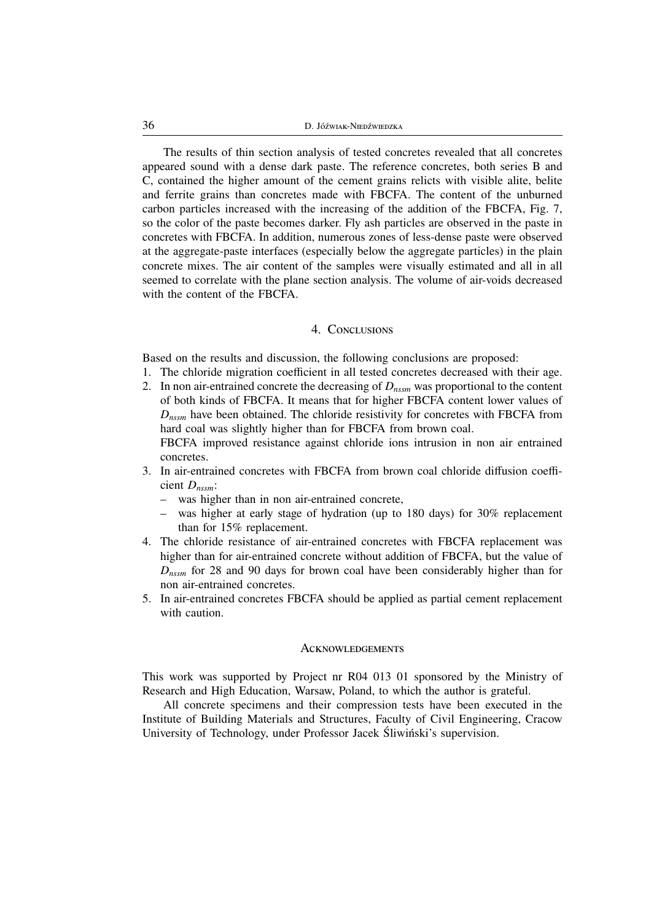The results of thin section analysis of tested concretes revealed that all concretes appeared sound with a dense dark paste. The reference concretes, both series B and C, contained the higher amount of the cement grains relicts with visible alite, belite and ferrite grains than concretes made with FBCFA. The content of the unburned carbon particles increased with the increasing of the addition of the FBCFA, Fig. 7, so the color of the paste becomes darker. Fly ash particles are observed in the paste in concretes with FBCFA. In addition, numerous zones of less-dense paste were observed at the aggregate-paste interfaces (especially below the aggregate particles) in the plain concrete mixes. The air content of the samples were visually estimated and all in all seemed to correlate with the plane section analysis. The volume of air-voids decreased with the content of the FBCFA.

## 4. Conclusions

Based on the results and discussion, the following conclusions are proposed:

1. The chloride migration coefficient in all tested concretes decreased with their age.
2. In non air-entrained concrete the decreasing of $D_{nssm}$ was proportional to the content of both kinds of FBCFA. It means that for higher FBCFA content lower values of $D_{nssm}$ have been obtained. The chloride resistivity for concretes with FBCFA from hard coal was slightly higher than for FBCFA from brown coal.
   FBCFA improved resistance against chloride ions intrusion in non air entrained concretes.
3. In air-entrained concretes with FBCFA from brown coal chloride diffusion coefficient $D_{nssm}$:
   - was higher than in non air-entrained concrete,
   - was higher at early stage of hydration (up to 180 days) for 30% replacement than for 15% replacement.
4. The chloride resistance of air-entrained concretes with FBCFA replacement was higher than for air-entrained concrete without addition of FBCFA, but the value of $D_{nssm}$ for 28 and 90 days for brown coal have been considerably higher than for non air-entrained concretes.
5. In air-entrained concretes FBCFA should be applied as partial cement replacement with caution.

## Acknowledgements

This work was supported by Project nr R04 013 01 sponsored by the Ministry of Research and High Education, Warsaw, Poland, to which the author is grateful.

All concrete specimens and their compression tests have been executed in the Institute of Building Materials and Structures, Faculty of Civil Engineering, Cracow University of Technology, under Professor Jacek Śliwiński's supervision.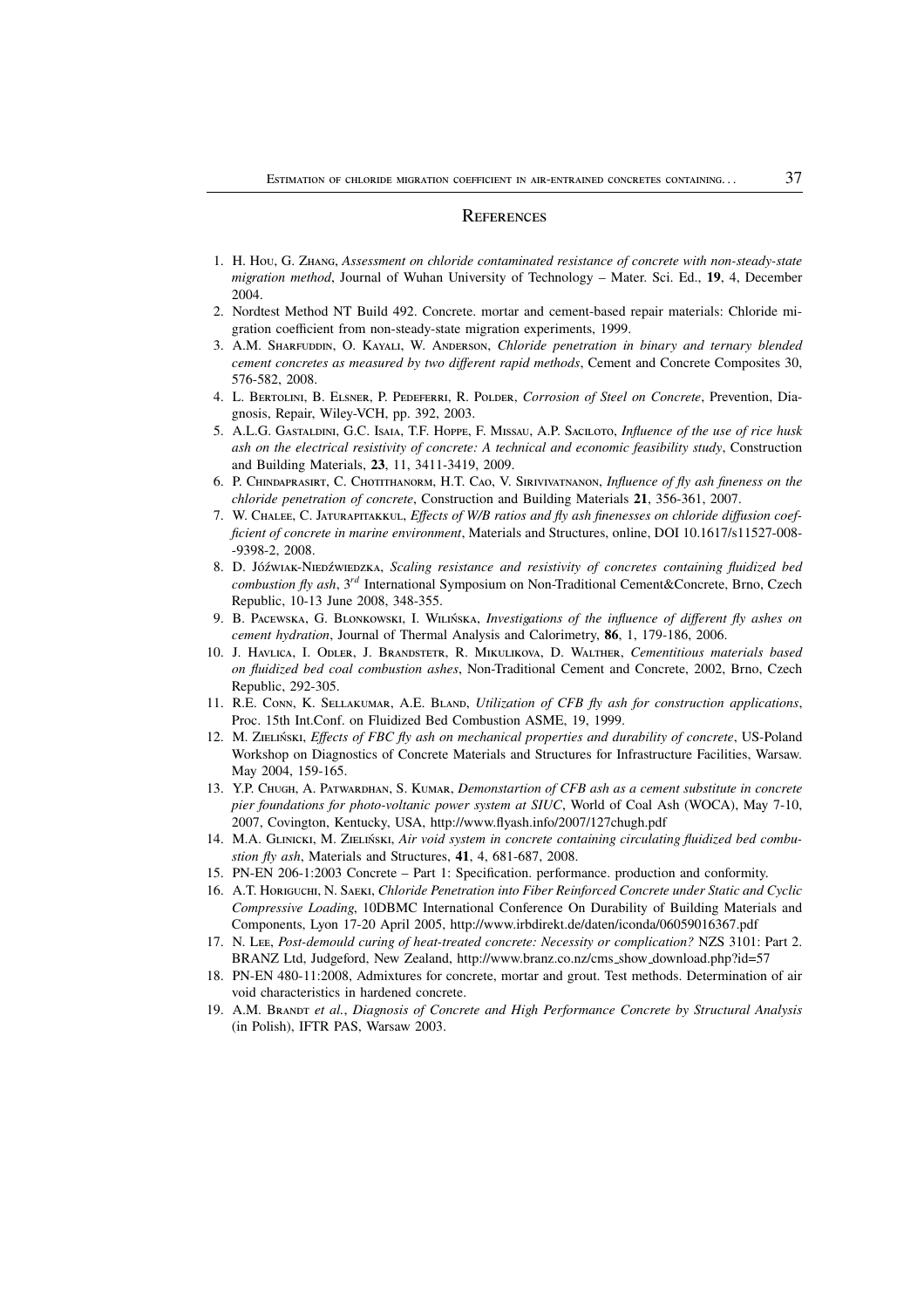## References

1. H. Hou, G. Zhang, *Assessment on chloride contaminated resistance of concrete with non-steady-state migration method*, Journal of Wuhan University of Technology – Mater. Sci. Ed., **19**, 4, December 2004.
2. Nordtest Method NT Build 492. Concrete. mortar and cement-based repair materials: Chloride migration coefficient from non-steady-state migration experiments, 1999.
3. A.M. Sharfuddin, O. Kayali, W. Anderson, *Chloride penetration in binary and ternary blended cement concretes as measured by two different rapid methods*, Cement and Concrete Composites 30, 576-582, 2008.
4. L. Bertolini, B. Elsner, P. Pedeferri, R. Polder, *Corrosion of Steel on Concrete*, Prevention, Diagnosis, Repair, Wiley-VCH, pp. 392, 2003.
5. A.L.G. Gastaldini, G.C. Isaia, T.F. Hoppe, F. Missau, A.P. Saciloto, *Influence of the use of rice husk ash on the electrical resistivity of concrete: A technical and economic feasibility study*, Construction and Building Materials, **23**, 11, 3411-3419, 2009.
6. P. Chindaprasirt, C. Chotithanorm, H.T. Cao, V. Sirivivatnanon, *Influence of fly ash fineness on the chloride penetration of concrete*, Construction and Building Materials **21**, 356-361, 2007.
7. W. Chalee, C. Jaturapitakkul, *Effects of W/B ratios and fly ash finenesses on chloride diffusion coefficient of concrete in marine environment*, Materials and Structures, online, DOI 10.1617/s11527-008--9398-2, 2008.
8. D. Jóźwiak-Niedźwiedzka, *Scaling resistance and resistivity of concretes containing fluidized bed combustion fly ash*, $3^{rd}$ International Symposium on Non-Traditional Cement&Concrete, Brno, Czech Republic, 10-13 June 2008, 348-355.
9. B. Pacewska, G. Blonkowski, I. Wilińska, *Investigations of the influence of different fly ashes on cement hydration*, Journal of Thermal Analysis and Calorimetry, **86**, 1, 179-186, 2006.
10. J. Havlica, I. Odler, J. Brandstetr, R. Mikulikova, D. Walther, *Cementitious materials based on fluidized bed coal combustion ashes*, Non-Traditional Cement and Concrete, 2002, Brno, Czech Republic, 292-305.
11. R.E. Conn, K. Sellakumar, A.E. Bland, *Utilization of CFB fly ash for construction applications*, Proc. 15th Int.Conf. on Fluidized Bed Combustion ASME, 19, 1999.
12. M. Zieliński, *Effects of FBC fly ash on mechanical properties and durability of concrete*, US-Poland Workshop on Diagnostics of Concrete Materials and Structures for Infrastructure Facilities, Warsaw. May 2004, 159-165.
13. Y.P. Chugh, A. Patwardhan, S. Kumar, *Demonstartion of CFB ash as a cement substitute in concrete pier foundations for photo-voltanic power system at SIUC*, World of Coal Ash (WOCA), May 7-10, 2007, Covington, Kentucky, USA, http://www.flyash.info/2007/127chugh.pdf
14. M.A. Glinicki, M. Zieliński, *Air void system in concrete containing circulating fluidized bed combustion fly ash*, Materials and Structures, **41**, 4, 681-687, 2008.
15. PN-EN 206-1:2003 Concrete – Part 1: Specification. performance. production and conformity.
16. A.T. Horiguchi, N. Saeki, *Chloride Penetration into Fiber Reinforced Concrete under Static and Cyclic Compressive Loading*, 10DBMC International Conference On Durability of Building Materials and Components, Lyon 17-20 April 2005, http://www.irbdirekt.de/daten/iconda/06059016367.pdf
17. N. Lee, *Post-demould curing of heat-treated concrete: Necessity or complication?* NZS 3101: Part 2. BRANZ Ltd, Judgeford, New Zealand, http://www.branz.co.nz/cms_show_download.php?id=57
18. PN-EN 480-11:2008, Admixtures for concrete, mortar and grout. Test methods. Determination of air void characteristics in hardened concrete.
19. A.M. Brandt *et al.*, *Diagnosis of Concrete and High Performance Concrete by Structural Analysis* (in Polish), IFTR PAS, Warsaw 2003.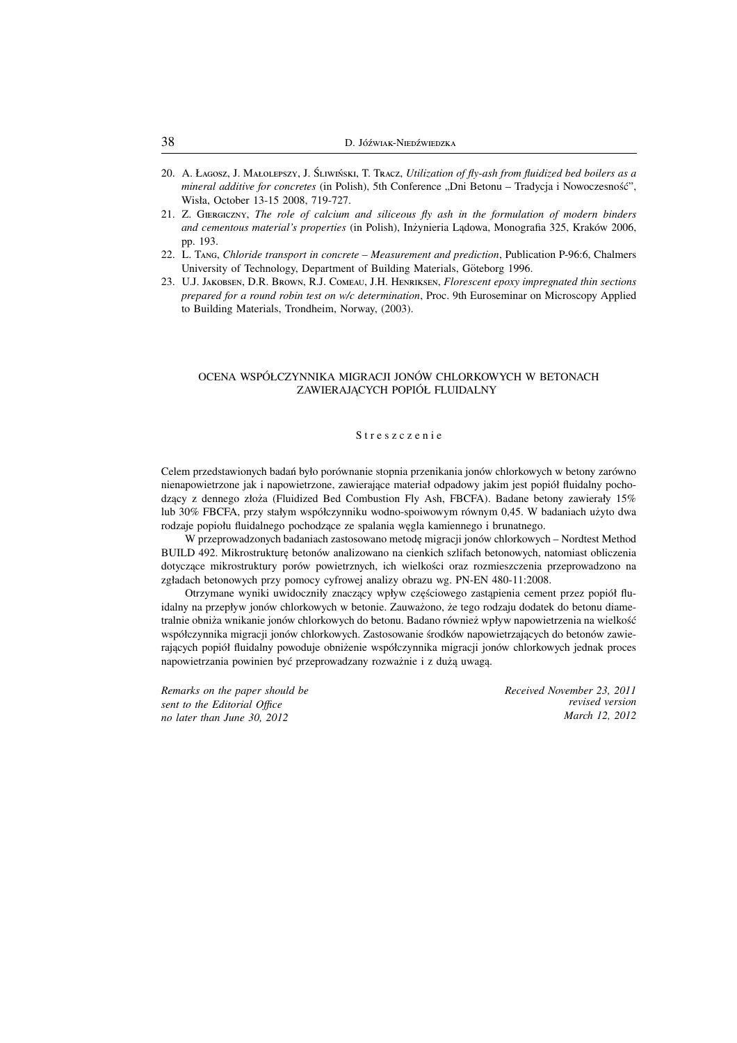20. A. Łagosz, J. Małolepszy, J. Śliwiński, T. Tracz, *Utilization of fly-ash from fluidized bed boilers as a mineral additive for concretes* (in Polish), 5th Conference „Dni Betonu – Tradycja i Nowoczesność", Wisła, October 13-15 2008, 719-727.
21. Z. Giergiczny, *The role of calcium and siliceous fly ash in the formulation of modern binders and cementous material's properties* (in Polish), Inżynieria Lądowa, Monografia 325, Kraków 2006, pp. 193.
22. L. Tang, *Chloride transport in concrete – Measurement and prediction*, Publication P-96:6, Chalmers University of Technology, Department of Building Materials, Göteborg 1996.
23. U.J. Jakobsen, D.R. Brown, R.J. Comeau, J.H. Henriksen, *Florescent epoxy impregnated thin sections prepared for a round robin test on w/c determination*, Proc. 9th Euroseminar on Microscopy Applied to Building Materials, Trondheim, Norway, (2003).

## OCENA WSPÓŁCZYNNIKA MIGRACJI JONÓW CHLORKOWYCH W BETONACH ZAWIERAJĄCYCH POPIÓŁ FLUIDALNY

### Streszczenie

Celem przedstawionych badań było porównanie stopnia przenikania jonów chlorkowych w betony zarówno nienapowietrzone jak i napowietrzone, zawierające materiał odpadowy jakim jest popiół fluidalny pochodzący z dennego złoża (Fluidized Bed Combustion Fly Ash, FBCFA). Badane betony zawierały 15% lub 30% FBCFA, przy stałym współczynniku wodno-spoiwowym równym 0,45. W badaniach użyto dwa rodzaje popiołu fluidalnego pochodzące ze spalania węgla kamiennego i brunatnego.

W przeprowadzonych badaniach zastosowano metodę migracji jonów chlorkowych – Nordtest Method BUILD 492. Mikrostrukturę betonów analizowano na cienkich szlifach betonowych, natomiast obliczenia dotyczące mikrostruktury porów powietrznych, ich wielkości oraz rozmieszczenia przeprowadzono na zgładach betonowych przy pomocy cyfrowej analizy obrazu wg. PN-EN 480-11:2008.

Otrzymane wyniki uwidoczniły znaczący wpływ częściowego zastąpienia cement przez popiół fluidalny na przepływ jonów chlorkowych w betonie. Zauważono, że tego rodzaju dodatek do betonu diametralnie obniża wnikanie jonów chlorkowych do betonu. Badano również wpływ napowietrzenia na wielkość współczynnika migracji jonów chlorkowych. Zastosowanie środków napowietrzających do betonów zawierających popiół fluidalny powoduje obniżenie współczynnika migracji jonów chlorkowych jednak proces napowietrzania powinien być przeprowadzany rozważnie i z dużą uwagą.

*Remarks on the paper should be sent to the Editorial Office no later than June 30, 2012*

*Received November 23, 2011 revised version March 12, 2012*